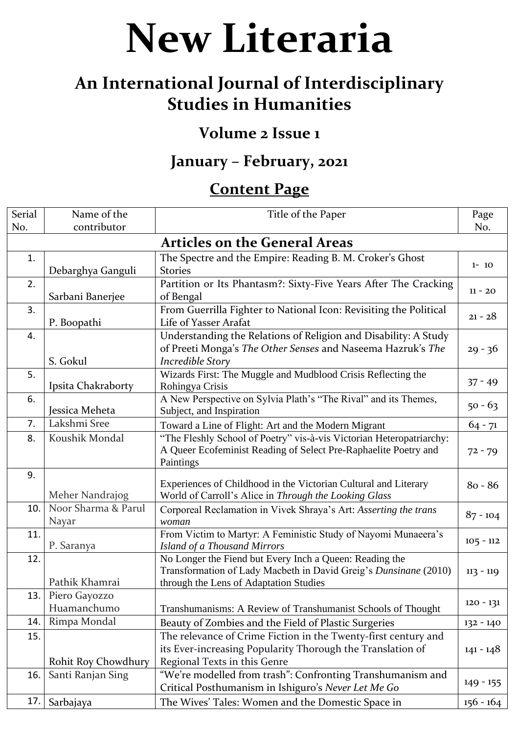# New Literaria

## An International Journal of Interdisciplinary Studies in Humanities

### Volume 2 Issue 1

### January – February, 2021

### Content Page

| Serial No. | Name of the contributor | Title of the Paper | Page No. |
|---|---|---|---|
| **Articles on the General Areas** | | | |
| 1. | Debarghya Ganguli | The Spectre and the Empire: Reading B. M. Croker's Ghost Stories | 1- 10 |
| 2. | Sarbani Banerjee | Partition or Its Phantasm?: Sixty-Five Years After The Cracking of Bengal | 11 - 20 |
| 3. | P. Boopathi | From Guerrilla Fighter to National Icon: Revisiting the Political Life of Yasser Arafat | 21 - 28 |
| 4. | S. Gokul | Understanding the Relations of Religion and Disability: A Study of Preeti Monga's *The Other Senses* and Naseema Hazruk's *The Incredible Story* | 29 - 36 |
| 5. | Ipsita Chakraborty | Wizards First: The Muggle and Mudblood Crisis Reflecting the Rohingya Crisis | 37 - 49 |
| 6. | Jessica Meheta | A New Perspective on Sylvia Plath's "The Rival" and its Themes, Subject, and Inspiration | 50 - 63 |
| 7. | Lakshmi Sree | Toward a Line of Flight: Art and the Modern Migrant | 64 - 71 |
| 8. | Koushik Mondal | "The Fleshly School of Poetry" vis-à-vis Victorian Heteropatriarchy: A Queer Ecofeminist Reading of Select Pre-Raphaelite Poetry and Paintings | 72 - 79 |
| 9. | Meher Nandrajog | Experiences of Childhood in the Victorian Cultural and Literary World of Carroll's Alice in *Through the Looking Glass* | 80 - 86 |
| 10. | Noor Sharma & Parul Nayar | Corporeal Reclamation in Vivek Shraya's Art: *Asserting the trans woman* | 87 - 104 |
| 11. | P. Saranya | From Victim to Martyr: A Feministic Study of Nayomi Munaeera's *Island of a Thousand Mirrors* | 105 - 112 |
| 12. | Pathik Khamrai | No Longer the Fiend but Every Inch a Queen: Reading the Transformation of Lady Macbeth in David Greig's *Dunsinane* (2010) through the Lens of Adaptation Studies | 113 - 119 |
| 13. | Piero Gayozzo Huamanchumo | Transhumanisms: A Review of Transhumanist Schools of Thought | 120 - 131 |
| 14. | Rimpa Mondal | Beauty of Zombies and the Field of Plastic Surgeries | 132 - 140 |
| 15. | Rohit Roy Chowdhury | The relevance of Crime Fiction in the Twenty-first century and its Ever-increasing Popularity Thorough the Translation of Regional Texts in this Genre | 141 - 148 |
| 16. | Santi Ranjan Sing | "We're modelled from trash": Confronting Transhumanism and Critical Posthumanism in Ishiguro's *Never Let Me Go* | 149 - 155 |
| 17. | Sarbajaya | The Wives' Tales: Women and the Domestic Space in | 156 - 164 |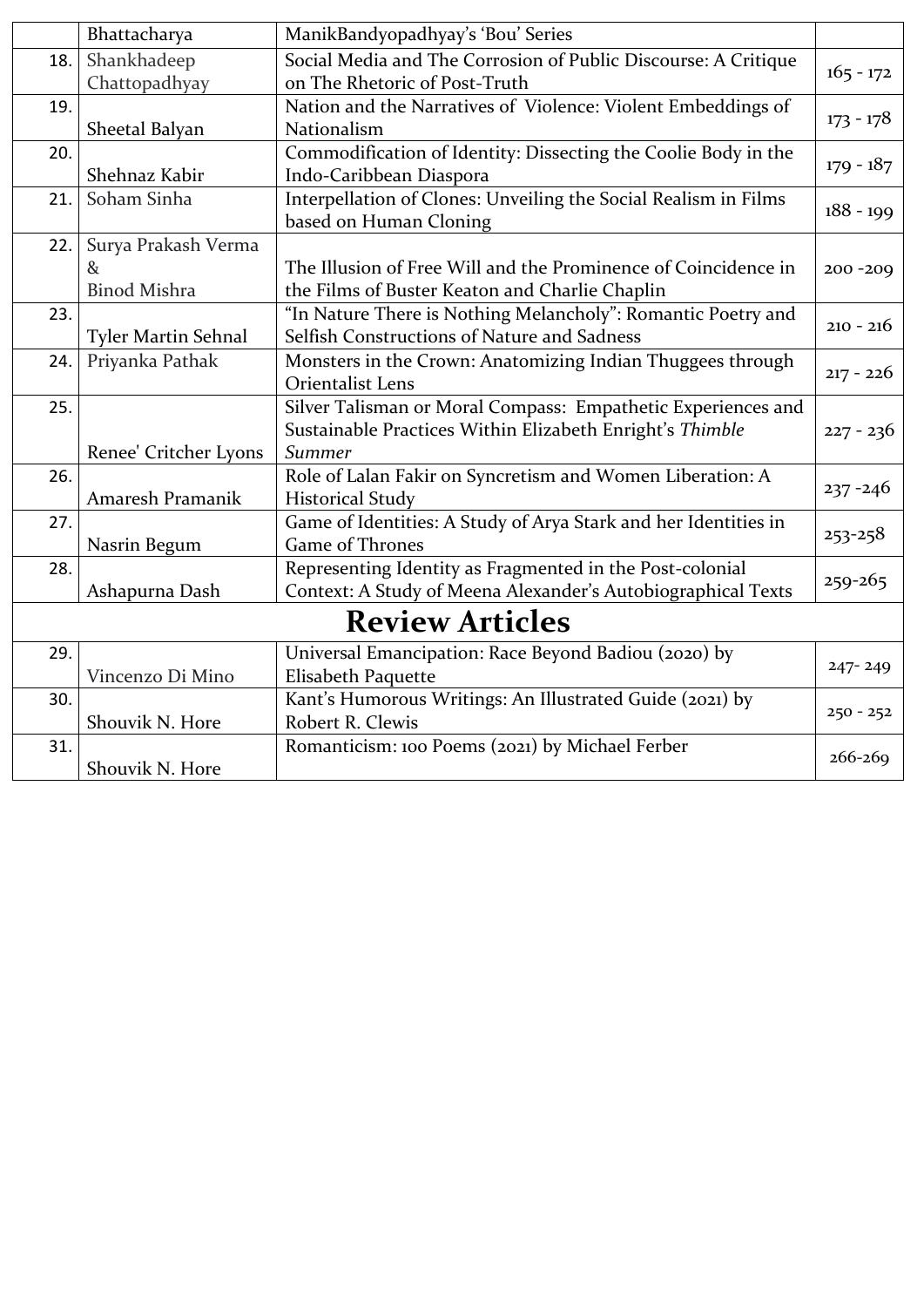| | | | |
|---|---|---|---|
| | Bhattacharya | ManikBandyopadhyay's 'Bou' Series | |
| 18. | Shankhadeep Chattopadhyay | Social Media and The Corrosion of Public Discourse: A Critique on The Rhetoric of Post-Truth | 165 - 172 |
| 19. | Sheetal Balyan | Nation and the Narratives of Violence: Violent Embeddings of Nationalism | 173 - 178 |
| 20. | Shehnaz Kabir | Commodification of Identity: Dissecting the Coolie Body in the Indo-Caribbean Diaspora | 179 - 187 |
| 21. | Soham Sinha | Interpellation of Clones: Unveiling the Social Realism in Films based on Human Cloning | 188 - 199 |
| 22. | Surya Prakash Verma & Binod Mishra | The Illusion of Free Will and the Prominence of Coincidence in the Films of Buster Keaton and Charlie Chaplin | 200 -209 |
| 23. | Tyler Martin Sehnal | "In Nature There is Nothing Melancholy": Romantic Poetry and Selfish Constructions of Nature and Sadness | 210 - 216 |
| 24. | Priyanka Pathak | Monsters in the Crown: Anatomizing Indian Thuggees through Orientalist Lens | 217 - 226 |
| 25. | Renee' Critcher Lyons | Silver Talisman or Moral Compass: Empathetic Experiences and Sustainable Practices Within Elizabeth Enright's *Thimble Summer* | 227 - 236 |
| 26. | Amaresh Pramanik | Role of Lalan Fakir on Syncretism and Women Liberation: A Historical Study | 237 -246 |
| 27. | Nasrin Begum | Game of Identities: A Study of Arya Stark and her Identities in Game of Thrones | 253-258 |
| 28. | Ashapurna Dash | Representing Identity as Fragmented in the Post-colonial Context: A Study of Meena Alexander's Autobiographical Texts | 259-265 |
| **Review Articles** | | | |
| 29. | Vincenzo Di Mino | Universal Emancipation: Race Beyond Badiou (2020) by Elisabeth Paquette | 247- 249 |
| 30. | Shouvik N. Hore | Kant's Humorous Writings: An Illustrated Guide (2021) by Robert R. Clewis | 250 - 252 |
| 31. | Shouvik N. Hore | Romanticism: 100 Poems (2021) by Michael Ferber | 266-269 |